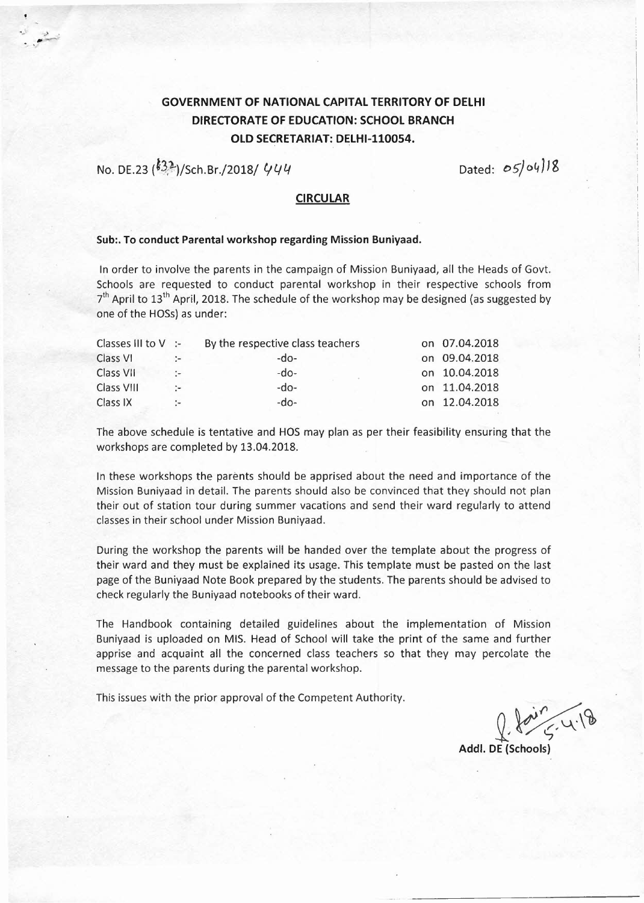**GOVERNMENT OF NATIONAL CAPITAL TERRITORY OF DELHI**
**DIRECTORATE OF EDUCATION: SCHOOL BRANCH**
**OLD SECRETARIAT: DELHI-110054.**

No. DE.23 (132)/Sch.Br./2018/ 444 Dated: 05/04/18

## CIRCULAR

**Sub:. To conduct Parental workshop regarding Mission Buniyaad.**

In order to involve the parents in the campaign of Mission Buniyaad, all the Heads of Govt. Schools are requested to conduct parental workshop in their respective schools from 7th April to 13th April, 2018. The schedule of the workshop may be designed (as suggested by one of the HOSs) as under:

| | | | |
|---|---|---|---|
| Classes III to V | :- | By the respective class teachers | on 07.04.2018 |
| Class VI | :- | -do- | on 09.04.2018 |
| Class VII | :- | -do- | on 10.04.2018 |
| Class VIII | :- | -do- | on 11.04.2018 |
| Class IX | :- | -do- | on 12.04.2018 |

The above schedule is tentative and HOS may plan as per their feasibility ensuring that the workshops are completed by 13.04.2018.

In these workshops the parents should be apprised about the need and importance of the Mission Buniyaad in detail. The parents should also be convinced that they should not plan their out of station tour during summer vacations and send their ward regularly to attend classes in their school under Mission Buniyaad.

During the workshop the parents will be handed over the template about the progress of their ward and they must be explained its usage. This template must be pasted on the last page of the Buniyaad Note Book prepared by the students. The parents should be advised to check regularly the Buniyaad notebooks of their ward.

The Handbook containing detailed guidelines about the implementation of Mission Buniyaad is uploaded on MIS. Head of School will take the print of the same and further apprise and acquaint all the concerned class teachers so that they may percolate the message to the parents during the parental workshop.

This issues with the prior approval of the Competent Authority.

5.4.18

**Addl. DE (Schools)**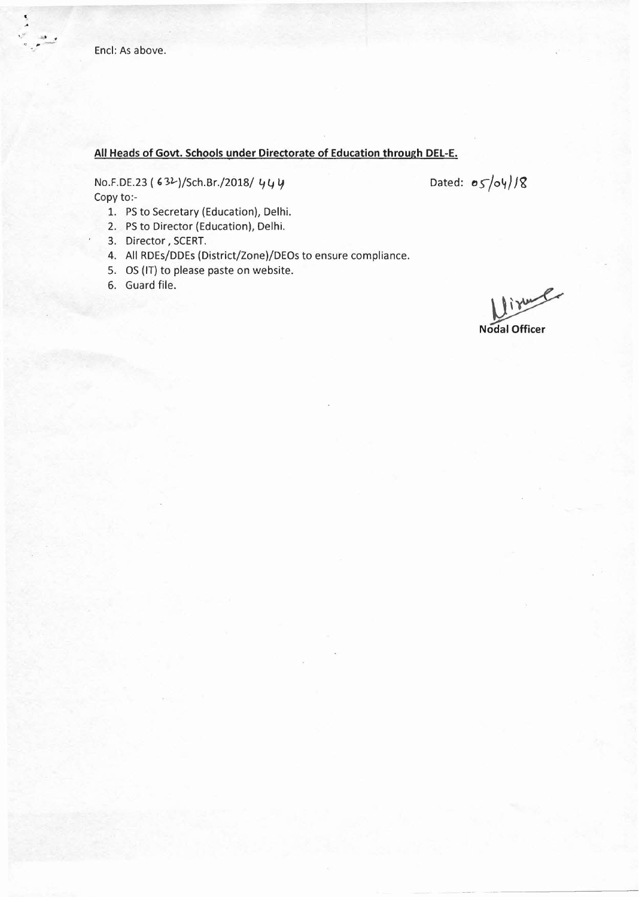Encl: As above.

**All Heads of Govt. Schools under Directorate of Education through DEL-E.**

No.F.DE.23 ( 632)/Sch.Br./2018/ 444 Dated: 05/04/18

Copy to:-

1. PS to Secretary (Education), Delhi.
2. PS to Director (Education), Delhi.
3. Director , SCERT.
4. All RDEs/DDEs (District/Zone)/DEOs to ensure compliance.
5. OS (IT) to please paste on website.
6. Guard file.

**Nodal Officer**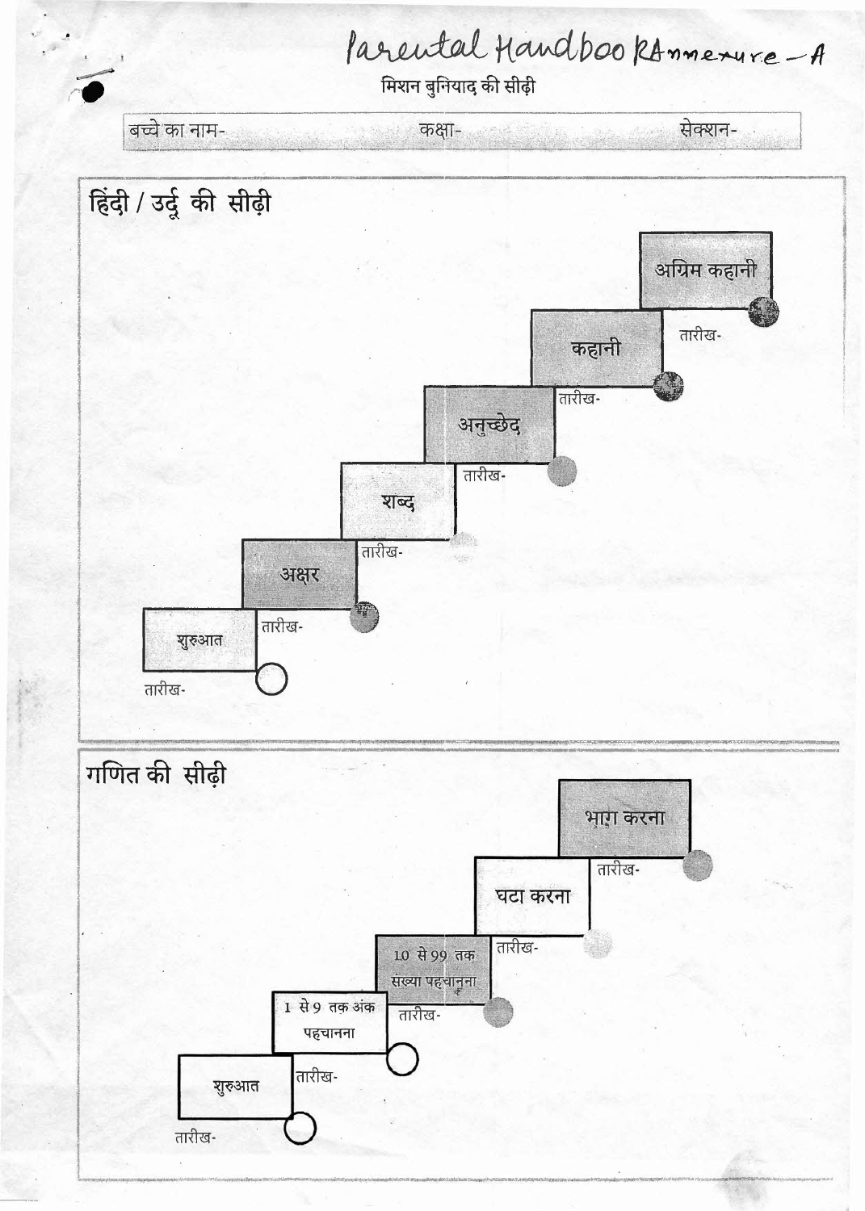Parental Handbook Annexure - A

# मिशन बुनियाद की सीढ़ी

बच्चे का नाम- कक्षा- सेक्शन-

## हिंदी / उर्दू की सीढ़ी

- अग्रिम कहानी
  - तारीख-
- कहानी
  - तारीख-
- अनुच्छेद
  - तारीख-
- शब्द
  - तारीख-
- अक्षर
  - तारीख-
- शुरुआत
  - तारीख-

## गणित की सीढ़ी

- भाग करना
  - तारीख-
- घटा करना
  - तारीख-
- 10 से 99 तक संख्या पहचानना
  - तारीख-
- 1 से 9 तक अंक पहचानना
  - तारीख-
- शुरुआत
  - तारीख-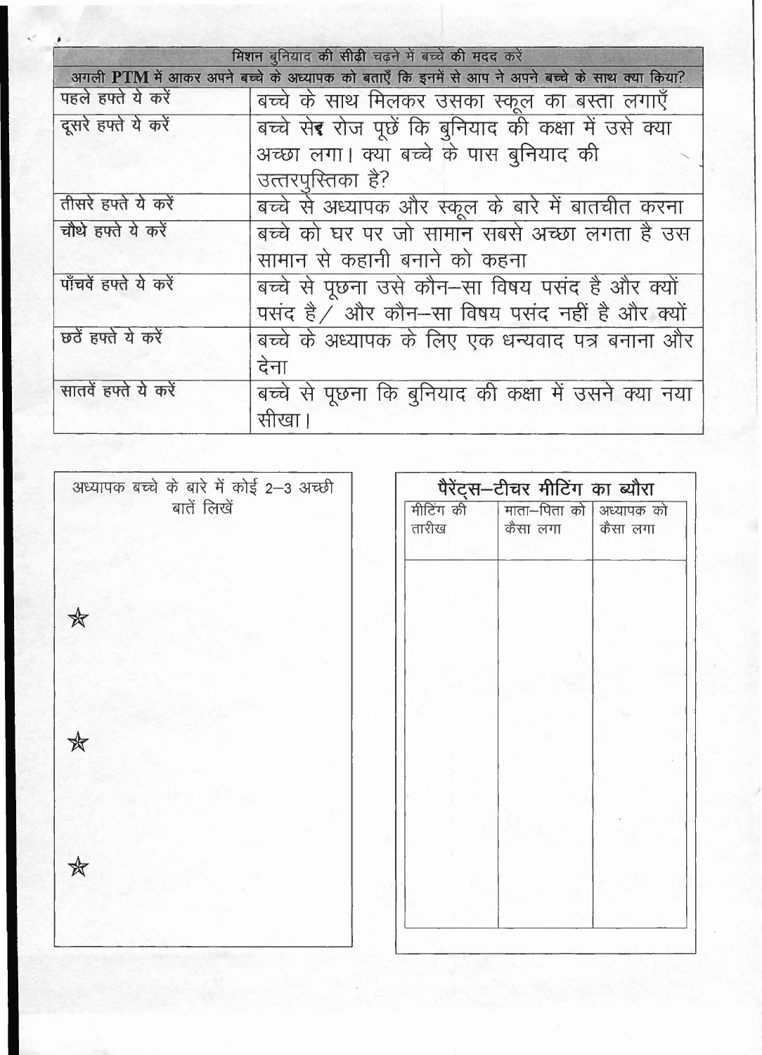| मिशन बुनियाद की सीढ़ी चढ़ने में बच्चे की मदद करें | |
|---|---|
| अगली **PTM** में आकर अपने बच्चे के अध्यापक को बताएँ कि इनमें से आप ने अपने बच्चे के साथ क्या किया? | |
| पहले हफ्ते ये करें | बच्चे के साथ मिलकर उसका स्कूल का बस्ता लगाएँ |
| दूसरे हफ्ते ये करें | बच्चे से रोज पूछें कि बुनियाद की कक्षा में उसे क्या अच्छा लगा। क्या बच्चे के पास बुनियाद की उत्तरपुस्तिका है? |
| तीसरे हफ्ते ये करें | बच्चे से अध्यापक और स्कूल के बारे में बातचीत करना |
| चौथे हफ्ते ये करें | बच्चे को घर पर जो सामान सबसे अच्छा लगता है उस सामान से कहानी बनाने को कहना |
| पाँचवें हफ्ते ये करें | बच्चे से पूछना उसे कौन–सा विषय पसंद है और क्यों पसंद है / और कौन–सा विषय पसंद नहीं है और क्यों |
| छठें हफ्ते ये करें | बच्चे के अध्यापक के लिए एक धन्यवाद पत्र बनाना और देना |
| सातवें हफ्ते ये करें | बच्चे से पूछना कि बुनियाद की कक्षा में उसने क्या नया सीखा। |

अध्यापक बच्चे के बारे में कोई 2–3 अच्छी बातें लिखें

☆

☆

☆

**पैरेंट्स–टीचर मीटिंग का ब्यौरा**

| मीटिंग की तारीख | माता–पिता को कैसा लगा | अध्यापक को कैसा लगा |
|---|---|---|
| | | |